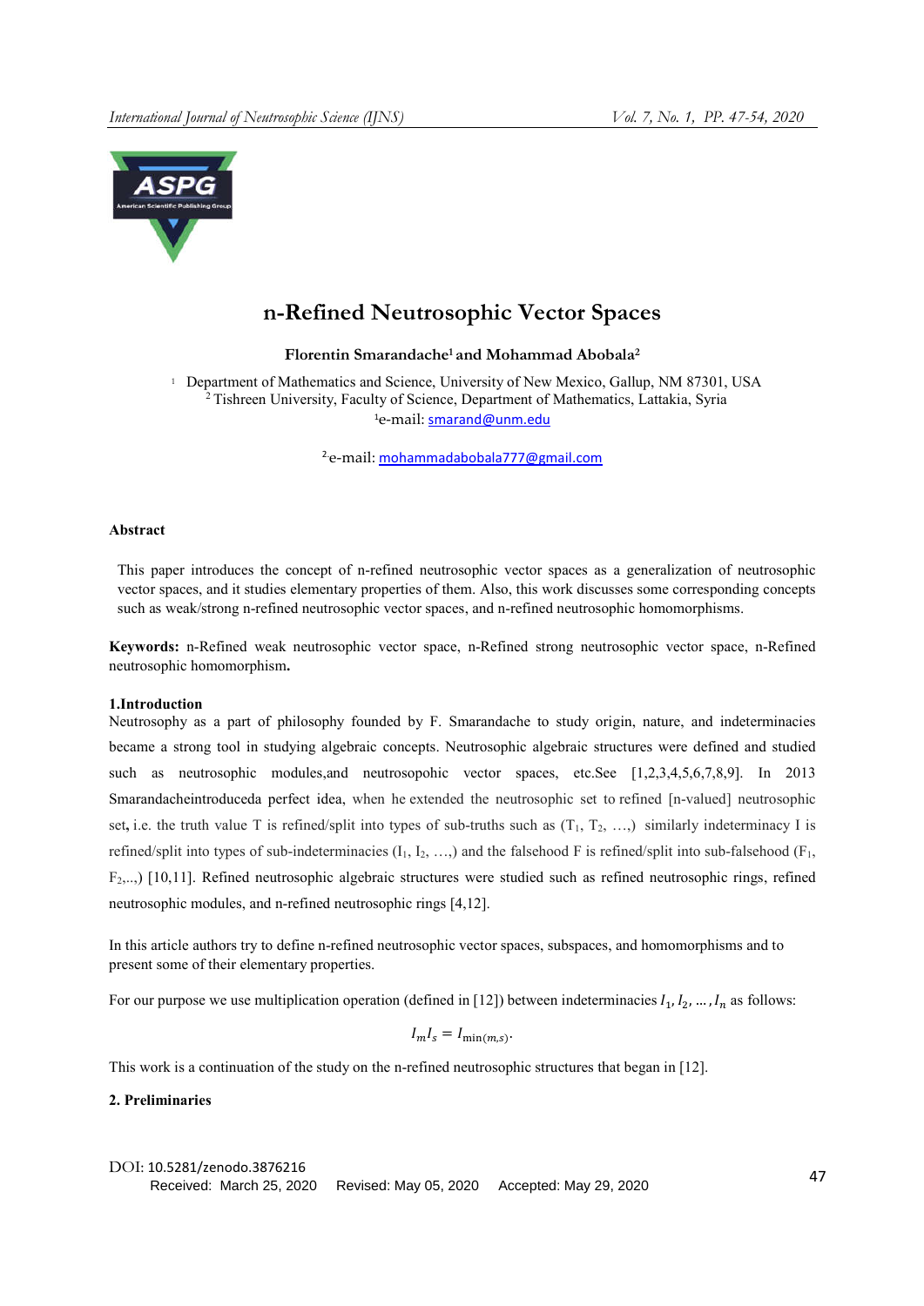# n-Refined Neutrosophic Vector Spaces

**Florentin Smarandache[1] and Mohammad Abobala[2]**

[1] Department of Mathematics and Science, University of New Mexico, Gallup, NM 87301, USA
[2] Tishreen University, Faculty of Science, Department of Mathematics, Lattakia, Syria
[1]e-mail: smarand@unm.edu

[2]e-mail: mohammadabobala777@gmail.com

**Abstract**

This paper introduces the concept of n-refined neutrosophic vector spaces as a generalization of neutrosophic vector spaces, and it studies elementary properties of them. Also, this work discusses some corresponding concepts such as weak/strong n-refined neutrosophic vector spaces, and n-refined neutrosophic homomorphisms.

**Keywords:** n-Refined weak neutrosophic vector space, n-Refined strong neutrosophic vector space, n-Refined neutrosophic homomorphism**.**

**1.Introduction**

Neutrosophy as a part of philosophy founded by F. Smarandache to study origin, nature, and indeterminacies became a strong tool in studying algebraic concepts. Neutrosophic algebraic structures were defined and studied such as neutrosophic modules,and neutrosopohic vector spaces, etc.See [1,2,3,4,5,6,7,8,9]. In 2013 Smarandacheintroduceda perfect idea, when he extended the neutrosophic set to refined [n-valued] neutrosophic set, i.e. the truth value T is refined/split into types of sub-truths such as ($T_1$, $T_2$, …,) similarly indeterminacy I is refined/split into types of sub-indeterminacies ($I_1$, $I_2$, …,) and the falsehood F is refined/split into sub-falsehood ($F_1$, $F_2$,...,) [10,11]. Refined neutrosophic algebraic structures were studied such as refined neutrosophic rings, refined neutrosophic modules, and n-refined neutrosophic rings [4,12].

In this article authors try to define n-refined neutrosophic vector spaces, subspaces, and homomorphisms and to present some of their elementary properties.

For our purpose we use multiplication operation (defined in [12]) between indeterminacies $I_1, I_2, \dots, I_n$ as follows:

$$I_m I_s = I_{\min(m,s)}.$$

This work is a continuation of the study on the n-refined neutrosophic structures that began in [12].

**2. Preliminaries**

DOI: 10.5281/zenodo.3876216
Received: March 25, 2020 Revised: May 05, 2020 Accepted: May 29, 2020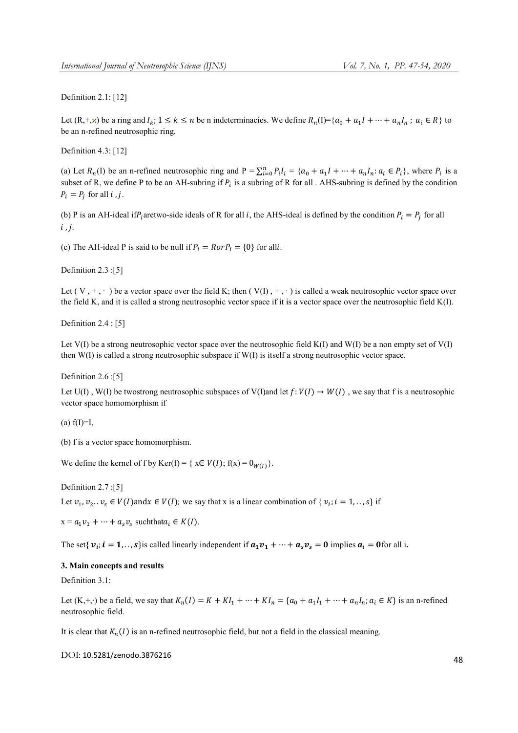Definition 2.1: [12]

Let (R,+,×) be a ring and $I_k$; $1 \leq k \leq n$ be n indeterminacies. We define $R_n$(I)={$a_0 + a_1 I + \cdots + a_n I_n$ ; $a_i \in R$} to be an n-refined neutrosophic ring.

Definition 4.3: [12]

(a) Let $R_n$(I) be an n-refined neutrosophic ring and P = $\sum_{i=0}^{n} P_i I_i$ = {$a_0 + a_1 I + \cdots + a_n I_n$: $a_i \in P_i$}, where $P_i$ is a subset of R, we define P to be an AH-subring if $P_i$ is a subring of R for all . AHS-subring is defined by the condition $P_i = P_j$ for all $i$ , $j$.

(b) P is an AH-ideal if $P_i$ aretwo-side ideals of R for all $i$, the AHS-ideal is defined by the condition $P_i = P_j$ for all $i$ , $j$.

(c) The AH-ideal P is said to be null if $P_i = R$ or $P_i = \{0\}$ for all $i$.

Definition 2.3 :[5]

Let ( V , + , · ) be a vector space over the field K; then ( V(I) , + , · ) is called a weak neutrosophic vector space over the field K, and it is called a strong neutrosophic vector space if it is a vector space over the neutrosophic field K(I).

Definition 2.4 : [5]

Let V(I) be a strong neutrosophic vector space over the neutrosophic field K(I) and W(I) be a non empty set of V(I) then W(I) is called a strong neutrosophic subspace if W(I) is itself a strong neutrosophic vector space.

Definition 2.6 :[5]

Let U(I) , W(I) be twostrong neutrosophic subspaces of V(I)and let $f: V(I) \rightarrow W(I)$ , we say that f is a neutrosophic vector space homomorphism if

(a) f(I)=I,

(b) f is a vector space homomorphism.

We define the kernel of f by Ker(f) = { x$\in V(I)$; f(x) = $0_{W(I)}$}.

Definition 2.7 :[5]

Let $v_1, v_2 .. v_s \in V(I)$ and $x \in V(I)$; we say that x is a linear combination of { $v_i; i = 1, .., s$} if

x = $a_1 v_1 + \cdots + a_s v_s$ suchthat $a_i \in K(I)$.

The set{ $v_i; i = 1, .., s$}is called linearly independent if $a_1 v_1 + \cdots + a_s v_s = 0$ implies $a_i = 0$ for all i.

### 3. Main concepts and results

Definition 3.1:

Let (K,+,·) be a field, we say that $K_n(I) = K + KI_1 + \cdots + KI_n = \{a_0 + a_1 I_1 + \cdots + a_n I_n; a_i \in K\}$ is an n-refined neutrosophic field.

It is clear that $K_n(I)$ is an n-refined neutrosophic field, but not a field in the classical meaning.

DOI: 10.5281/zenodo.3876216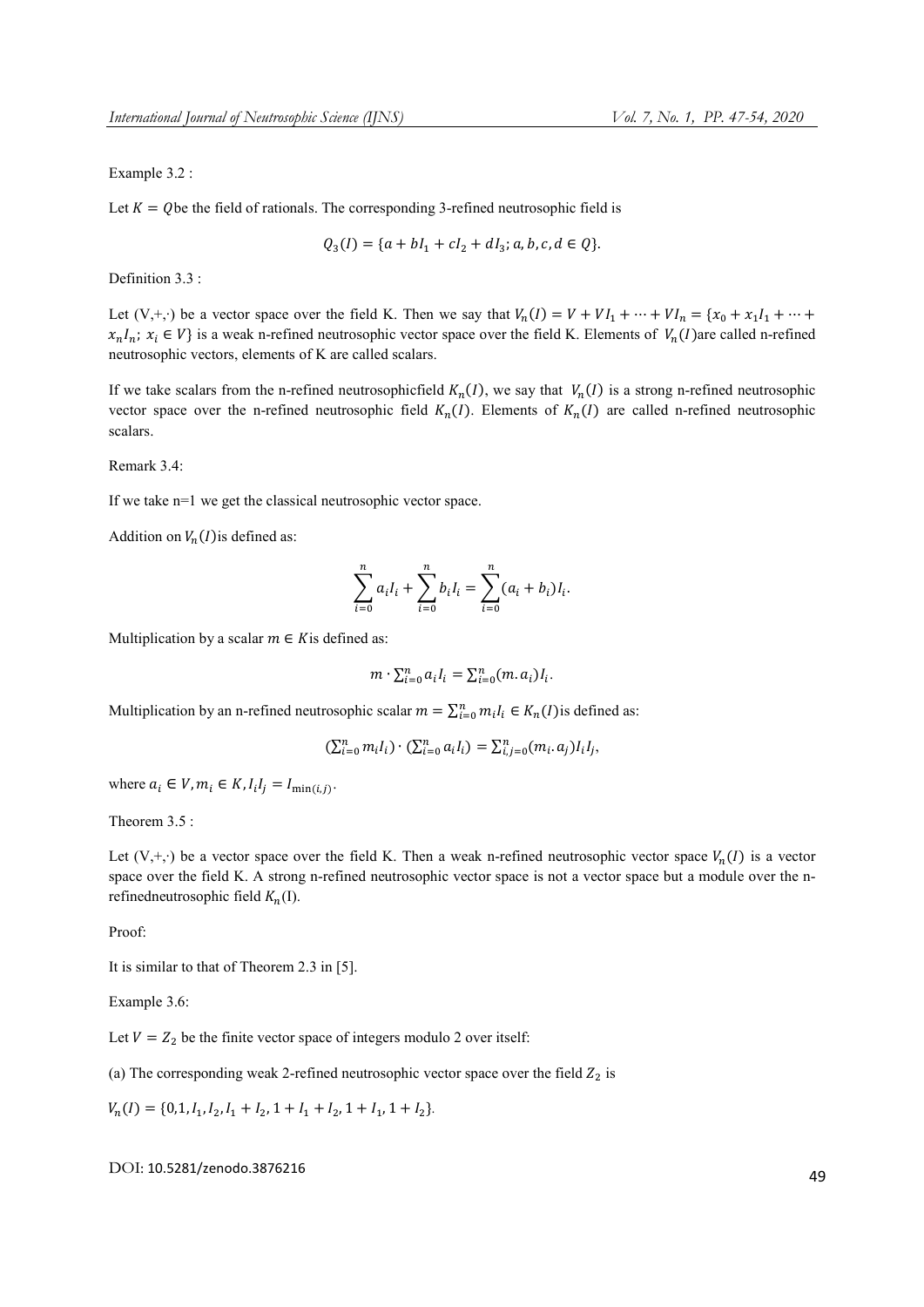Example 3.2 :

Let $K = Q$be the field of rationals. The corresponding 3-refined neutrosophic field is

$$Q_3(I) = \{a + bI_1 + cI_2 + dI_3; a, b, c, d \in Q\}.$$

Definition 3.3 :

Let (V,+,·) be a vector space over the field K. Then we say that $V_n(I) = V + VI_1 + \cdots + VI_n = \{x_0 + x_1I_1 + \cdots + x_nI_n;\ x_i \in V\}$ is a weak n-refined neutrosophic vector space over the field K. Elements of $V_n(I)$are called n-refined neutrosophic vectors, elements of K are called scalars.

If we take scalars from the n-refined neutrosophicfield $K_n(I)$, we say that $V_n(I)$ is a strong n-refined neutrosophic vector space over the n-refined neutrosophic field $K_n(I)$. Elements of $K_n(I)$ are called n-refined neutrosophic scalars.

Remark 3.4:

If we take n=1 we get the classical neutrosophic vector space.

Addition on $V_n(I)$is defined as:

$$\sum_{i=0}^{n} a_i I_i + \sum_{i=0}^{n} b_i I_i = \sum_{i=0}^{n} (a_i + b_i) I_i.$$

Multiplication by a scalar $m \in K$is defined as:

$$m \cdot \sum_{i=0}^{n} a_i I_i = \sum_{i=0}^{n} (m.a_i) I_i.$$

Multiplication by an n-refined neutrosophic scalar $m = \sum_{i=0}^{n} m_i I_i \in K_n(I)$is defined as:

$$(\sum_{i=0}^{n} m_i I_i) \cdot (\sum_{i=0}^{n} a_i I_i) = \sum_{i,j=0}^{n} (m_i.a_j) I_i I_j,$$

where $a_i \in V, m_i \in K, I_i I_j = I_{\min(i,j)}$.

Theorem 3.5 :

Let (V,+,·) be a vector space over the field K. Then a weak n-refined neutrosophic vector space $V_n(I)$ is a vector space over the field K. A strong n-refined neutrosophic vector space is not a vector space but a module over the n-refinedneutrosophic field $K_n$(I).

Proof:

It is similar to that of Theorem 2.3 in [5].

Example 3.6:

Let $V = Z_2$ be the finite vector space of integers modulo 2 over itself:

(a) The corresponding weak 2-refined neutrosophic vector space over the field $Z_2$ is

$V_n(I) = \{0, 1, I_1, I_2, I_1 + I_2, 1 + I_1 + I_2, 1 + I_1, 1 + I_2\}.$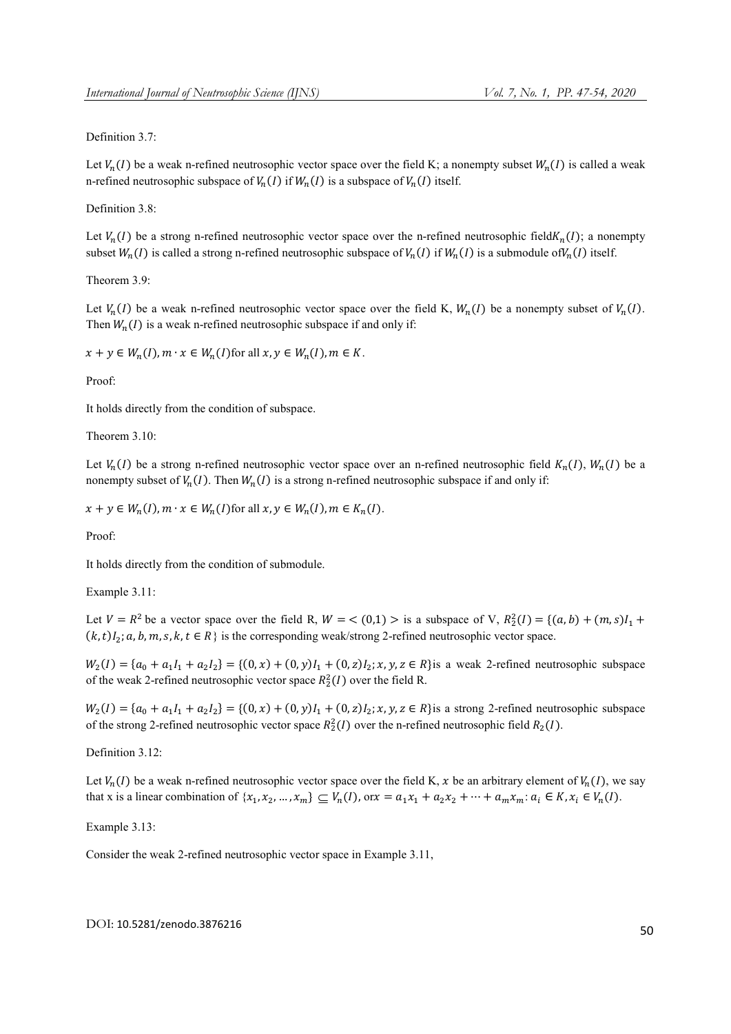Definition 3.7:

Let $V_n(I)$ be a weak n-refined neutrosophic vector space over the field K; a nonempty subset $W_n(I)$ is called a weak n-refined neutrosophic subspace of $V_n(I)$ if $W_n(I)$ is a subspace of $V_n(I)$ itself.

Definition 3.8:

Let $V_n(I)$ be a strong n-refined neutrosophic vector space over the n-refined neutrosophic field$K_n(I)$; a nonempty subset $W_n(I)$ is called a strong n-refined neutrosophic subspace of $V_n(I)$ if $W_n(I)$ is a submodule of$V_n(I)$ itself.

Theorem 3.9:

Let $V_n(I)$ be a weak n-refined neutrosophic vector space over the field K, $W_n(I)$ be a nonempty subset of $V_n(I)$. Then $W_n(I)$ is a weak n-refined neutrosophic subspace if and only if:

$x + y \in W_n(I), m \cdot x \in W_n(I)$for all $x, y \in W_n(I), m \in K$.

Proof:

It holds directly from the condition of subspace.

Theorem 3.10:

Let $V_n(I)$ be a strong n-refined neutrosophic vector space over an n-refined neutrosophic field $K_n(I)$, $W_n(I)$ be a nonempty subset of $V_n(I)$. Then $W_n(I)$ is a strong n-refined neutrosophic subspace if and only if:

$x + y \in W_n(I), m \cdot x \in W_n(I)$for all $x, y \in W_n(I), m \in K_n(I)$.

Proof:

It holds directly from the condition of submodule.

Example 3.11:

Let $V = R^2$ be a vector space over the field R, $W = <(0,1)>$ is a subspace of V, $R_2^2(I) = \{(a, b) + (m, s)I_1 + (k, t)I_2; a, b, m, s, k, t \in R\}$ is the corresponding weak/strong 2-refined neutrosophic vector space.

$W_2(I) = \{a_0 + a_1I_1 + a_2I_2\} = \{(0, x) + (0, y)I_1 + (0, z)I_2; x, y, z \in R\}$is a weak 2-refined neutrosophic subspace of the weak 2-refined neutrosophic vector space $R_2^2(I)$ over the field R.

$W_2(I) = \{a_0 + a_1I_1 + a_2I_2\} = \{(0, x) + (0, y)I_1 + (0, z)I_2; x, y, z \in R\}$is a strong 2-refined neutrosophic subspace of the strong 2-refined neutrosophic vector space $R_2^2(I)$ over the n-refined neutrosophic field $R_2(I)$.

Definition 3.12:

Let $V_n(I)$ be a weak n-refined neutrosophic vector space over the field K, $x$ be an arbitrary element of $V_n(I)$, we say that x is a linear combination of $\{x_1, x_2, \dots, x_m\} \subseteq V_n(I)$, or$x = a_1x_1 + a_2x_2 + \dots + a_mx_m : a_i \in K, x_i \in V_n(I)$.

Example 3.13:

Consider the weak 2-refined neutrosophic vector space in Example 3.11,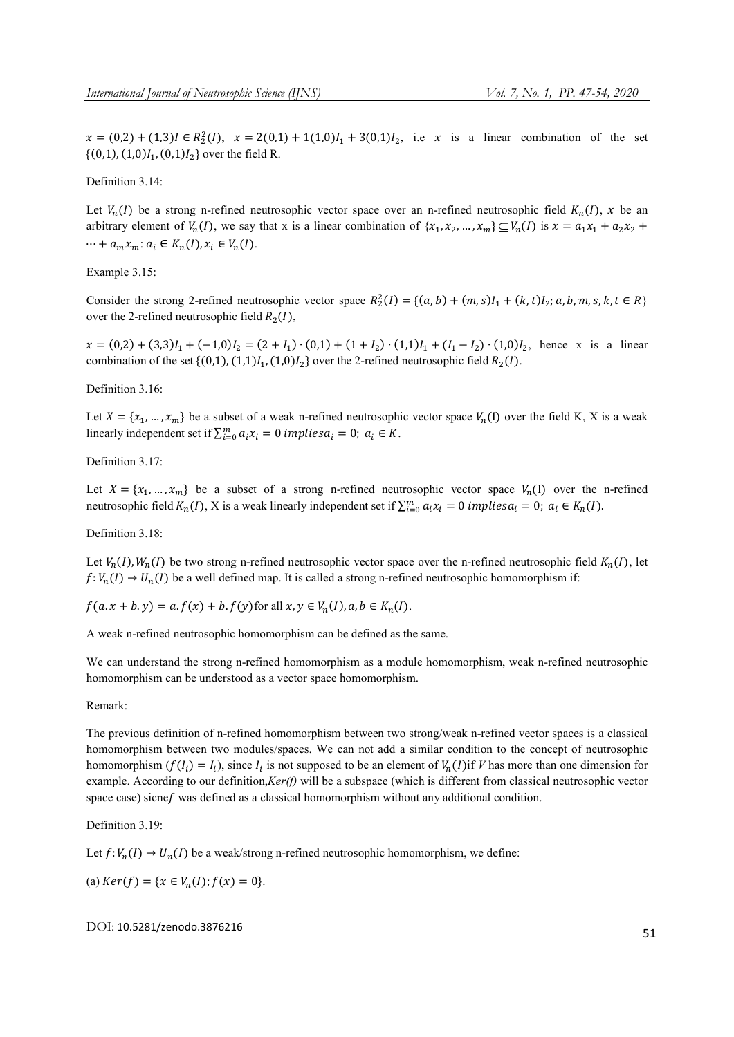$x = (0,2) + (1,3)I \in R_2^2(I)$, $x = 2(0,1) + 1(1,0)I_1 + 3(0,1)I_2$, i.e $x$ is a linear combination of the set $\{(0,1), (1,0)I_1, (0,1)I_2\}$ over the field R.

Definition 3.14:

Let $V_n(I)$ be a strong n-refined neutrosophic vector space over an n-refined neutrosophic field $K_n(I)$, $x$ be an arbitrary element of $V_n(I)$, we say that x is a linear combination of $\{x_1, x_2, \dots, x_m\} \subseteq V_n(I)$ is $x = a_1x_1 + a_2x_2 + \cdots + a_mx_m$: $a_i \in K_n(I), x_i \in V_n(I)$.

Example 3.15:

Consider the strong 2-refined neutrosophic vector space $R_2^2(I) = \{(a,b) + (m,s)I_1 + (k,t)I_2; a,b,m,s,k,t \in R\}$ over the 2-refined neutrosophic field $R_2(I)$,

$x = (0,2) + (3,3)I_1 + (-1,0)I_2 = (2 + I_1) \cdot (0,1) + (1 + I_2) \cdot (1,1)I_1 + (I_1 - I_2) \cdot (1,0)I_2$, hence x is a linear combination of the set $\{(0,1), (1,1)I_1, (1,0)I_2\}$ over the 2-refined neutrosophic field $R_2(I)$.

Definition 3.16:

Let $X = \{x_1, \dots, x_m\}$ be a subset of a weak n-refined neutrosophic vector space $V_n$(I) over the field K, X is a weak linearly independent set if $\sum_{i=0}^{m} a_i x_i = 0$ $implies a_i = 0$; $a_i \in K$.

Definition 3.17:

Let $X = \{x_1, \dots, x_m\}$ be a subset of a strong n-refined neutrosophic vector space $V_n$(I) over the n-refined neutrosophic field $K_n(I)$, X is a weak linearly independent set if $\sum_{i=0}^{m} a_i x_i = 0$ $implies a_i = 0$; $a_i \in K_n(I)$.

Definition 3.18:

Let $V_n(I), W_n(I)$ be two strong n-refined neutrosophic vector space over the n-refined neutrosophic field $K_n(I)$, let $f: V_n(I) \to U_n(I)$ be a well defined map. It is called a strong n-refined neutrosophic homomorphism if:

$f(a.x + b.y) = a.f(x) + b.f(y)$ for all $x, y \in V_n(I), a, b \in K_n(I)$.

A weak n-refined neutrosophic homomorphism can be defined as the same.

We can understand the strong n-refined homomorphism as a module homomorphism, weak n-refined neutrosophic homomorphism can be understood as a vector space homomorphism.

Remark:

The previous definition of n-refined homomorphism between two strong/weak n-refined vector spaces is a classical homomorphism between two modules/spaces. We can not add a similar condition to the concept of neutrosophic homomorphism ($f(I_i) = I_i$), since $I_i$ is not supposed to be an element of $V_n(I)$if *V* has more than one dimension for example. According to our definition,*Ker(f)* will be a subspace (which is different from classical neutrosophic vector space case) sicne$f$ was defined as a classical homomorphism without any additional condition.

Definition 3.19:

Let $f: V_n(I) \to U_n(I)$ be a weak/strong n-refined neutrosophic homomorphism, we define:

(a) $Ker(f) = \{x \in V_n(I); f(x) = 0\}$.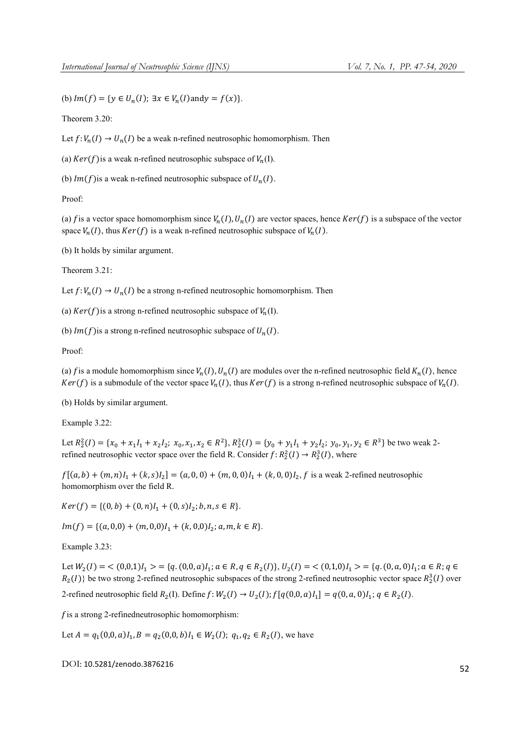(b) $Im(f) = \{y \in U_n(I);\ \exists x \in V_n(I) \text{and} y = f(x)\}$.

Theorem 3.20:

Let $f: V_n(I) \to U_n(I)$ be a weak n-refined neutrosophic homomorphism. Then

(a) $Ker(f)$ is a weak n-refined neutrosophic subspace of $V_n$(I).

(b) $Im(f)$ is a weak n-refined neutrosophic subspace of $U_n(I)$.

Proof:

(a) $f$ is a vector space homomorphism since $V_n(I), U_n(I)$ are vector spaces, hence $Ker(f)$ is a subspace of the vector space $V_n(I)$, thus $Ker(f)$ is a weak n-refined neutrosophic subspace of $V_n(I)$.

(b) It holds by similar argument.

Theorem 3.21:

Let $f: V_n(I) \to U_n(I)$ be a strong n-refined neutrosophic homomorphism. Then

(a) $Ker(f)$ is a strong n-refined neutrosophic subspace of $V_n$(I).

(b) $Im(f)$ is a strong n-refined neutrosophic subspace of $U_n(I)$.

Proof:

(a) $f$ is a module homomorphism since $V_n(I), U_n(I)$ are modules over the n-refined neutrosophic field $K_n(I)$, hence $Ker(f)$ is a submodule of the vector space $V_n(I)$, thus $Ker(f)$ is a strong n-refined neutrosophic subspace of $V_n(I)$.

(b) Holds by similar argument.

Example 3.22:

Let $R_2^2(I) = \{x_0 + x_1 I_1 + x_2 I_2;\ x_0, x_1, x_2 \in R^2\}$, $R_2^3(I) = \{y_0 + y_1 I_1 + y_2 I_2;\ y_0, y_1, y_2 \in R^3\}$ be two weak 2-refined neutrosophic vector space over the field R. Consider $f: R_2^2(I) \to R_2^3(I)$, where

$f[(a,b) + (m,n)I_1 + (k,s)I_2] = (a,0,0) + (m,0,0)I_1 + (k,0,0)I_2$, $f$ is a weak 2-refined neutrosophic homomorphism over the field R.

$Ker(f) = \{(0,b) + (0,n)I_1 + (0,s)I_2; b, n, s \in R\}$.

$Im(f) = \{(a,0,0) + (m,0,0)I_1 + (k,0,0)I_2; a, m, k \in R\}$.

Example 3.23:

Let $W_2(I) = <(0,0,1)I_1> = \{q.(0,0,a)I_1; a \in R, q \in R_2(I)\}$, $U_2(I) = <(0,1,0)I_1> = \{q.(0,a,0)I_1; a \in R; q \in R_2(I)\}$ be two strong 2-refined neutrosophic subspaces of the strong 2-refined neutrosophic vector space $R_2^3(I)$ over 2-refined neutrosophic field $R_2$(I). Define $f: W_2(I) \to U_2(I); f[q(0,0,a)I_1] = q(0,a,0)I_1; q \in R_2(I)$.

$f$ is a strong 2-refinedneutrosophic homomorphism:

Let $A = q_1(0,0,a)I_1, B = q_2(0,0,b)I_1 \in W_2(I);\ q_1, q_2 \in R_2(I)$, we have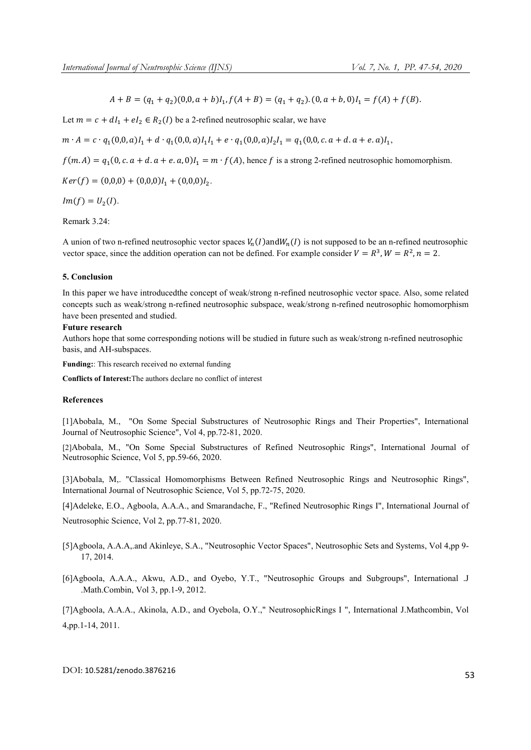$A + B = (q_1 + q_2)(0,0,a+b)I_1, f(A+B) = (q_1 + q_2).(0,a+b,0)I_1 = f(A) + f(B).$

Let $m = c + dI_1 + eI_2 \in R_2(I)$ be a 2-refined neutrosophic scalar, we have

$m \cdot A = c \cdot q_1(0,0,a)I_1 + d \cdot q_1(0,0,a)I_1I_1 + e \cdot q_1(0,0,a)I_2I_1 = q_1(0,0,c.a + d.a + e.a)I_1,$

$f(m.A) = q_1(0, c.a + d.a + e.a, 0)I_1 = m \cdot f(A)$, hence $f$ is a strong 2-refined neutrosophic homomorphism.

$Ker(f) = (0,0,0) + (0,0,0)I_1 + (0,0,0)I_2.$

$Im(f) = U_2(I).$

Remark 3.24:

A union of two n-refined neutrosophic vector spaces $V_n(I)$ and $W_n(I)$ is not supposed to be an n-refined neutrosophic vector space, since the addition operation can not be defined. For example consider $V = R^3, W = R^2, n = 2.$

**5. Conclusion**

In this paper we have introducedthe concept of weak/strong n-refined neutrosophic vector space. Also, some related concepts such as weak/strong n-refined neutrosophic subspace, weak/strong n-refined neutrosophic homomorphism have been presented and studied.

**Future research**

Authors hope that some corresponding notions will be studied in future such as weak/strong n-refined neutrosophic basis, and AH-subspaces.

**Funding:**: This research received no external funding

**Conflicts of Interest:**The authors declare no conflict of interest

**References**

[1]Abobala, M., "On Some Special Substructures of Neutrosophic Rings and Their Properties", International Journal of Neutrosophic Science", Vol 4, pp.72-81, 2020.

[2]Abobala, M., "On Some Special Substructures of Refined Neutrosophic Rings", International Journal of Neutrosophic Science, Vol 5, pp.59-66, 2020.

[3]Abobala, M,. "Classical Homomorphisms Between Refined Neutrosophic Rings and Neutrosophic Rings", International Journal of Neutrosophic Science, Vol 5, pp.72-75, 2020.

[4]Adeleke, E.O., Agboola, A.A.A., and Smarandache, F., "Refined Neutrosophic Rings I", International Journal of Neutrosophic Science, Vol 2, pp.77-81, 2020.

[5]Agboola, A.A.A,.and Akinleye, S.A., "Neutrosophic Vector Spaces", Neutrosophic Sets and Systems, Vol 4,pp 9-17, 2014.

[6]Agboola, A.A.A., Akwu, A.D., and Oyebo, Y.T., "Neutrosophic Groups and Subgroups", International .J .Math.Combin, Vol 3, pp.1-9, 2012.

[7]Agboola, A.A.A., Akinola, A.D., and Oyebola, O.Y.," NeutrosophicRings I ", International J.Mathcombin, Vol 4,pp.1-14, 2011.

DOI: 10.5281/zenodo.3876216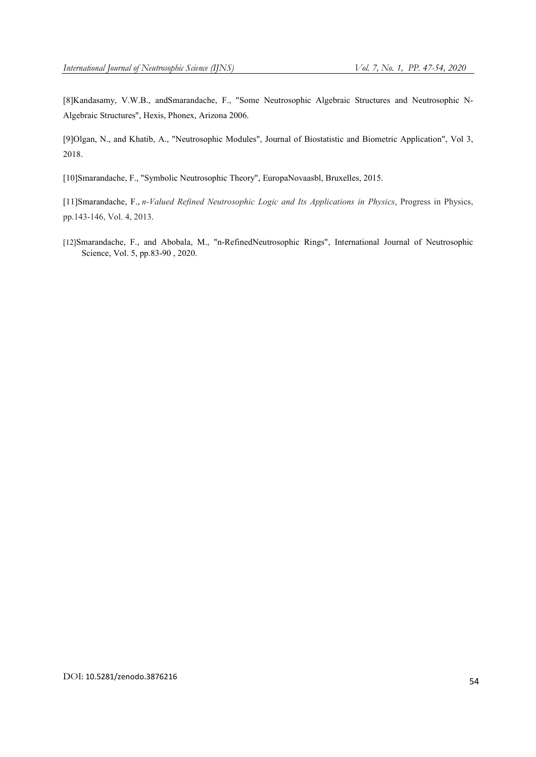[8]Kandasamy, V.W.B., andSmarandache, F., "Some Neutrosophic Algebraic Structures and Neutrosophic N-Algebraic Structures", Hexis, Phonex, Arizona 2006.

[9]Olgan, N., and Khatib, A., "Neutrosophic Modules", Journal of Biostatistic and Biometric Application", Vol 3, 2018.

[10]Smarandache, F., "Symbolic Neutrosophic Theory", EuropaNovaasbl, Bruxelles, 2015.

[11]Smarandache, F., *n-Valued Refined Neutrosophic Logic and Its Applications in Physics*, Progress in Physics, pp.143-146, Vol. 4, 2013.

[12]Smarandache, F., and Abobala, M., "n-RefinedNeutrosophic Rings", International Journal of Neutrosophic Science, Vol. 5, pp.83-90 , 2020.

DOI: 10.5281/zenodo.3876216